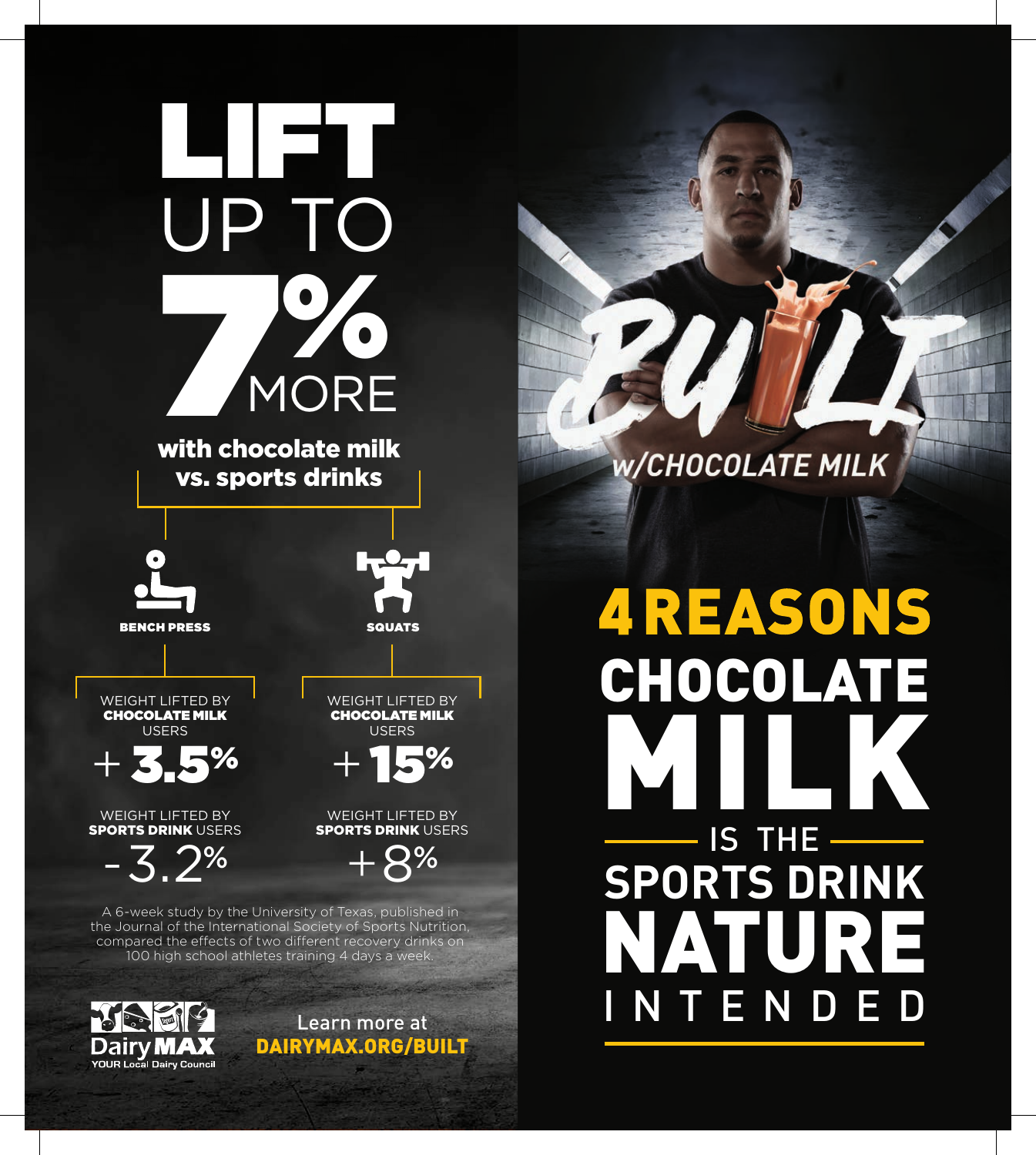# LIFT UP TO 7% MORE

**with chocolate milk vs. sports drinks**

| BENCH PRESS | SQUATS |
| --- | --- |
| WEIGHT LIFTED BY **CHOCOLATE MILK** USERS | WEIGHT LIFTED BY **CHOCOLATE MILK** USERS |
| **+3.5%** | **+15%** |
| WEIGHT LIFTED BY **SPORTS DRINK** USERS | WEIGHT LIFTED BY **SPORTS DRINK** USERS |
| -3.2% | +8% |

A 6-week study by the University of Texas, published in the Journal of the International Society of Sports Nutrition, compared the effects of two different recovery drinks on 100 high school athletes training 4 days a week.

Dairy MAX
YOUR Local Dairy Council

Learn more at
**DAIRYMAX.ORG/BUILT**

BUILT w/CHOCOLATE MILK

# 4 REASONS CHOCOLATE MILK IS THE SPORTS DRINK NATURE INTENDED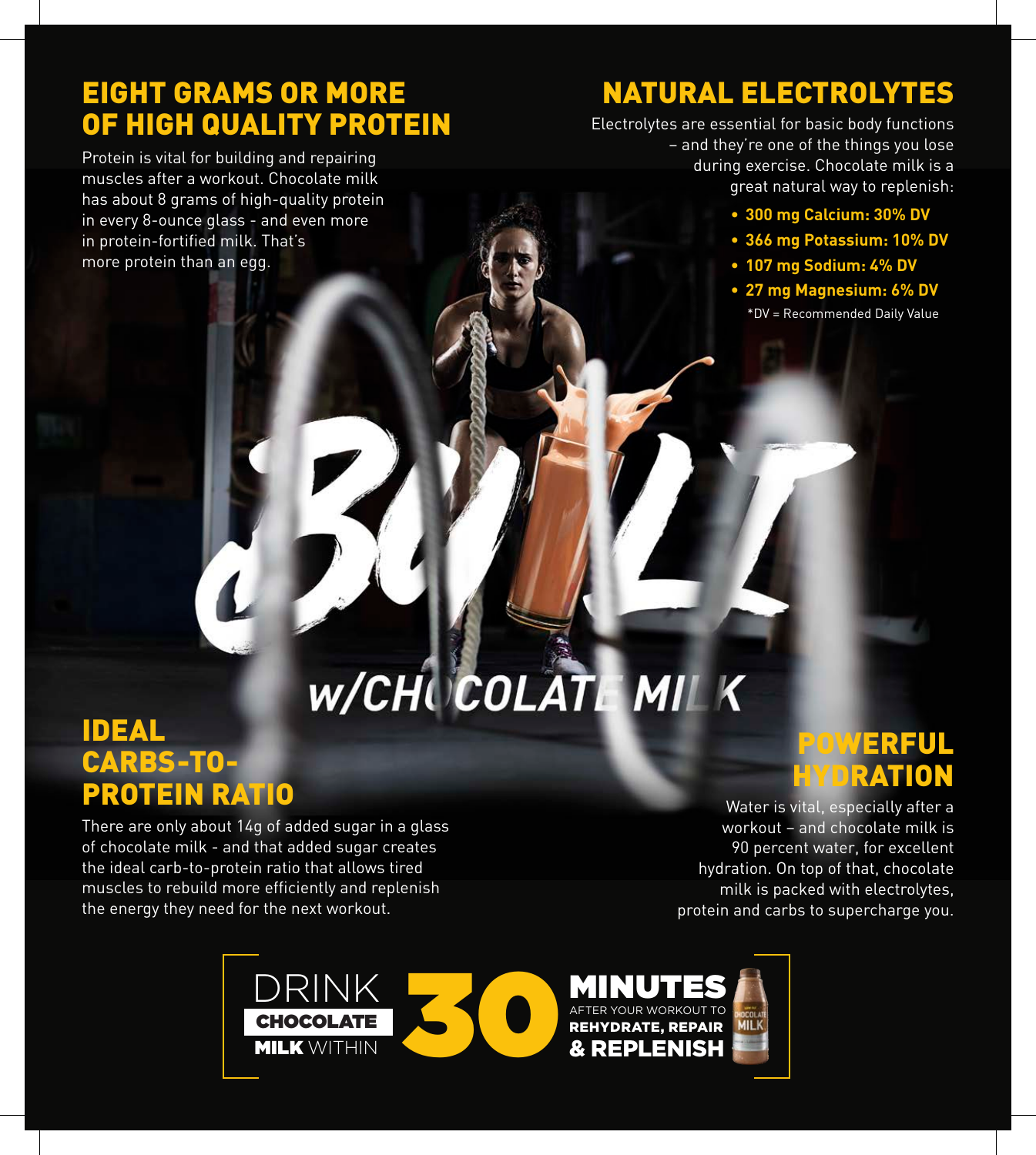## EIGHT GRAMS OR MORE OF HIGH QUALITY PROTEIN

Protein is vital for building and repairing muscles after a workout. Chocolate milk has about 8 grams of high-quality protein in every 8-ounce glass - and even more in protein-fortified milk. That's more protein than an egg.

## NATURAL ELECTROLYTES

Electrolytes are essential for basic body functions – and they're one of the things you lose during exercise. Chocolate milk is a great natural way to replenish:

- **300 mg Calcium: 30% DV**
- **366 mg Potassium: 10% DV**
- **107 mg Sodium: 4% DV**
- **27 mg Magnesium: 6% DV**

*DV = Recommended Daily Value

# BUILT w/CHOCOLATE MILK

## IDEAL CARBS-TO-PROTEIN RATIO

There are only about 14g of added sugar in a glass of chocolate milk - and that added sugar creates the ideal carb-to-protein ratio that allows tired muscles to rebuild more efficiently and replenish the energy they need for the next workout.

## POWERFUL HYDRATION

Water is vital, especially after a workout – and chocolate milk is 90 percent water, for excellent hydration. On top of that, chocolate milk is packed with electrolytes, protein and carbs to supercharge you.

DRINK **CHOCOLATE MILK** WITHIN **30 MINUTES** AFTER YOUR WORKOUT TO **REHYDRATE, REPAIR & REPLENISH**